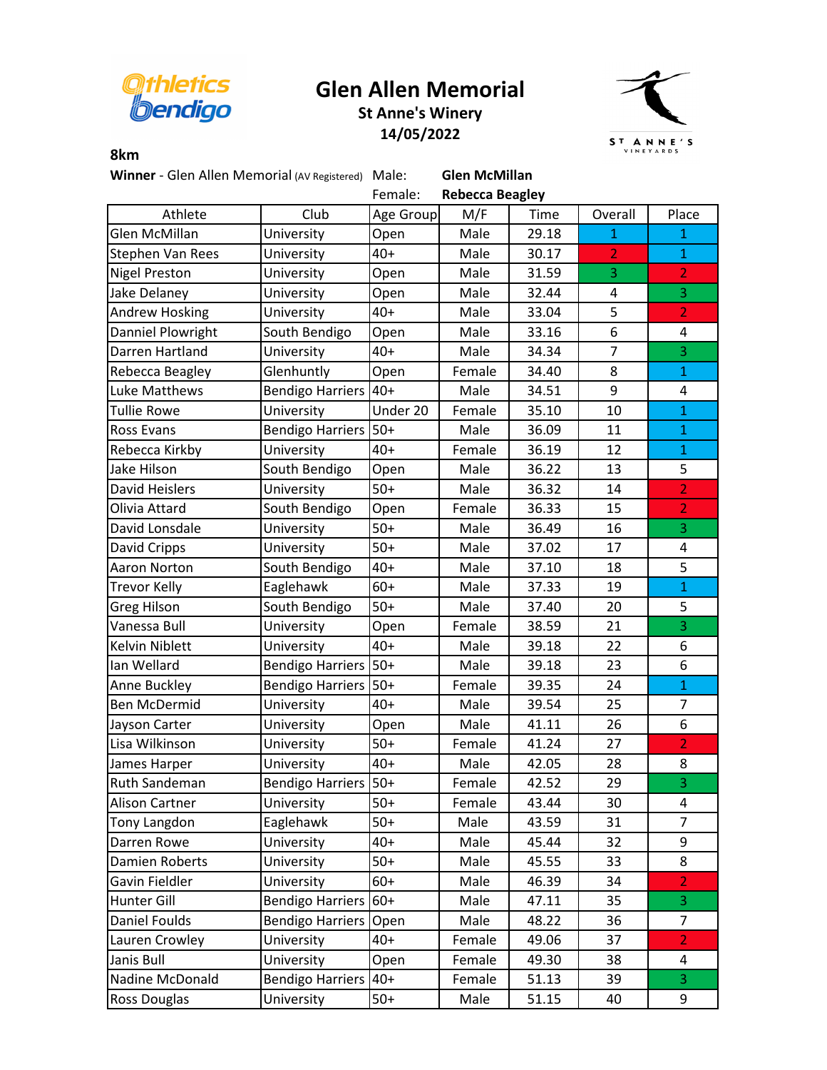# Glen Allen Memorial

## St Anne's Winery

## 14/05/2022

**8km**

**Winner** - Glen Allen Memorial (AV Registered) Male: **Glen McMillan**

Female: **Rebecca Beagley**

| Athlete | Club | Age Group | M/F | Time | Overall | Place |
|---|---|---|---|---|---|---|
| Glen McMillan | University | Open | Male | 29.18 | 1 | 1 |
| Stephen Van Rees | University | 40+ | Male | 30.17 | 2 | 1 |
| Nigel Preston | University | Open | Male | 31.59 | 3 | 2 |
| Jake Delaney | University | Open | Male | 32.44 | 4 | 3 |
| Andrew Hosking | University | 40+ | Male | 33.04 | 5 | 2 |
| Danniel Plowright | South Bendigo | Open | Male | 33.16 | 6 | 4 |
| Darren Hartland | University | 40+ | Male | 34.34 | 7 | 3 |
| Rebecca Beagley | Glenhuntly | Open | Female | 34.40 | 8 | 1 |
| Luke Matthews | Bendigo Harriers | 40+ | Male | 34.51 | 9 | 4 |
| Tullie Rowe | University | Under 20 | Female | 35.10 | 10 | 1 |
| Ross Evans | Bendigo Harriers | 50+ | Male | 36.09 | 11 | 1 |
| Rebecca Kirkby | University | 40+ | Female | 36.19 | 12 | 1 |
| Jake Hilson | South Bendigo | Open | Male | 36.22 | 13 | 5 |
| David Heislers | University | 50+ | Male | 36.32 | 14 | 2 |
| Olivia Attard | South Bendigo | Open | Female | 36.33 | 15 | 2 |
| David Lonsdale | University | 50+ | Male | 36.49 | 16 | 3 |
| David Cripps | University | 50+ | Male | 37.02 | 17 | 4 |
| Aaron Norton | South Bendigo | 40+ | Male | 37.10 | 18 | 5 |
| Trevor Kelly | Eaglehawk | 60+ | Male | 37.33 | 19 | 1 |
| Greg Hilson | South Bendigo | 50+ | Male | 37.40 | 20 | 5 |
| Vanessa Bull | University | Open | Female | 38.59 | 21 | 3 |
| Kelvin Niblett | University | 40+ | Male | 39.18 | 22 | 6 |
| Ian Wellard | Bendigo Harriers | 50+ | Male | 39.18 | 23 | 6 |
| Anne Buckley | Bendigo Harriers | 50+ | Female | 39.35 | 24 | 1 |
| Ben McDermid | University | 40+ | Male | 39.54 | 25 | 7 |
| Jayson Carter | University | Open | Male | 41.11 | 26 | 6 |
| Lisa Wilkinson | University | 50+ | Female | 41.24 | 27 | 2 |
| James Harper | University | 40+ | Male | 42.05 | 28 | 8 |
| Ruth Sandeman | Bendigo Harriers | 50+ | Female | 42.52 | 29 | 3 |
| Alison Cartner | University | 50+ | Female | 43.44 | 30 | 4 |
| Tony Langdon | Eaglehawk | 50+ | Male | 43.59 | 31 | 7 |
| Darren Rowe | University | 40+ | Male | 45.44 | 32 | 9 |
| Damien Roberts | University | 50+ | Male | 45.55 | 33 | 8 |
| Gavin Fieldler | University | 60+ | Male | 46.39 | 34 | 2 |
| Hunter Gill | Bendigo Harriers | 60+ | Male | 47.11 | 35 | 3 |
| Daniel Foulds | Bendigo Harriers | Open | Male | 48.22 | 36 | 7 |
| Lauren Crowley | University | 40+ | Female | 49.06 | 37 | 2 |
| Janis Bull | University | Open | Female | 49.30 | 38 | 4 |
| Nadine McDonald | Bendigo Harriers | 40+ | Female | 51.13 | 39 | 3 |
| Ross Douglas | University | 50+ | Male | 51.15 | 40 | 9 |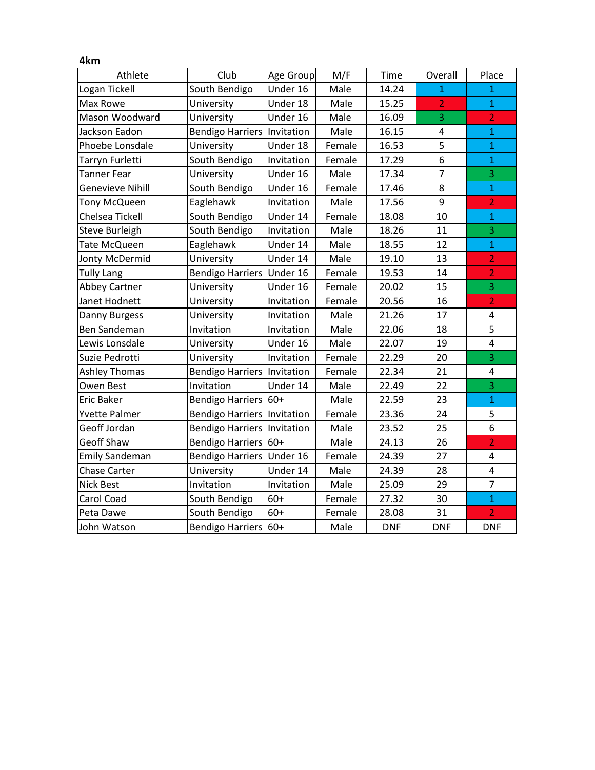**4km**

| Athlete | Club | Age Group | M/F | Time | Overall | Place |
|---|---|---|---|---|---|---|
| Logan Tickell | South Bendigo | Under 16 | Male | 14.24 | 1 | 1 |
| Max Rowe | University | Under 18 | Male | 15.25 | 2 | 1 |
| Mason Woodward | University | Under 16 | Male | 16.09 | 3 | 2 |
| Jackson Eadon | Bendigo Harriers | Invitation | Male | 16.15 | 4 | 1 |
| Phoebe Lonsdale | University | Under 18 | Female | 16.53 | 5 | 1 |
| Tarryn Furletti | South Bendigo | Invitation | Female | 17.29 | 6 | 1 |
| Tanner Fear | University | Under 16 | Male | 17.34 | 7 | 3 |
| Genevieve Nihill | South Bendigo | Under 16 | Female | 17.46 | 8 | 1 |
| Tony McQueen | Eaglehawk | Invitation | Male | 17.56 | 9 | 2 |
| Chelsea Tickell | South Bendigo | Under 14 | Female | 18.08 | 10 | 1 |
| Steve Burleigh | South Bendigo | Invitation | Male | 18.26 | 11 | 3 |
| Tate McQueen | Eaglehawk | Under 14 | Male | 18.55 | 12 | 1 |
| Jonty McDermid | University | Under 14 | Male | 19.10 | 13 | 2 |
| Tully Lang | Bendigo Harriers | Under 16 | Female | 19.53 | 14 | 2 |
| Abbey Cartner | University | Under 16 | Female | 20.02 | 15 | 3 |
| Janet Hodnett | University | Invitation | Female | 20.56 | 16 | 2 |
| Danny Burgess | University | Invitation | Male | 21.26 | 17 | 4 |
| Ben Sandeman | Invitation | Invitation | Male | 22.06 | 18 | 5 |
| Lewis Lonsdale | University | Under 16 | Male | 22.07 | 19 | 4 |
| Suzie Pedrotti | University | Invitation | Female | 22.29 | 20 | 3 |
| Ashley Thomas | Bendigo Harriers | Invitation | Female | 22.34 | 21 | 4 |
| Owen Best | Invitation | Under 14 | Male | 22.49 | 22 | 3 |
| Eric Baker | Bendigo Harriers | 60+ | Male | 22.59 | 23 | 1 |
| Yvette Palmer | Bendigo Harriers | Invitation | Female | 23.36 | 24 | 5 |
| Geoff Jordan | Bendigo Harriers | Invitation | Male | 23.52 | 25 | 6 |
| Geoff Shaw | Bendigo Harriers | 60+ | Male | 24.13 | 26 | 2 |
| Emily Sandeman | Bendigo Harriers | Under 16 | Female | 24.39 | 27 | 4 |
| Chase Carter | University | Under 14 | Male | 24.39 | 28 | 4 |
| Nick Best | Invitation | Invitation | Male | 25.09 | 29 | 7 |
| Carol Coad | South Bendigo | 60+ | Female | 27.32 | 30 | 1 |
| Peta Dawe | South Bendigo | 60+ | Female | 28.08 | 31 | 2 |
| John Watson | Bendigo Harriers | 60+ | Male | DNF | DNF | DNF |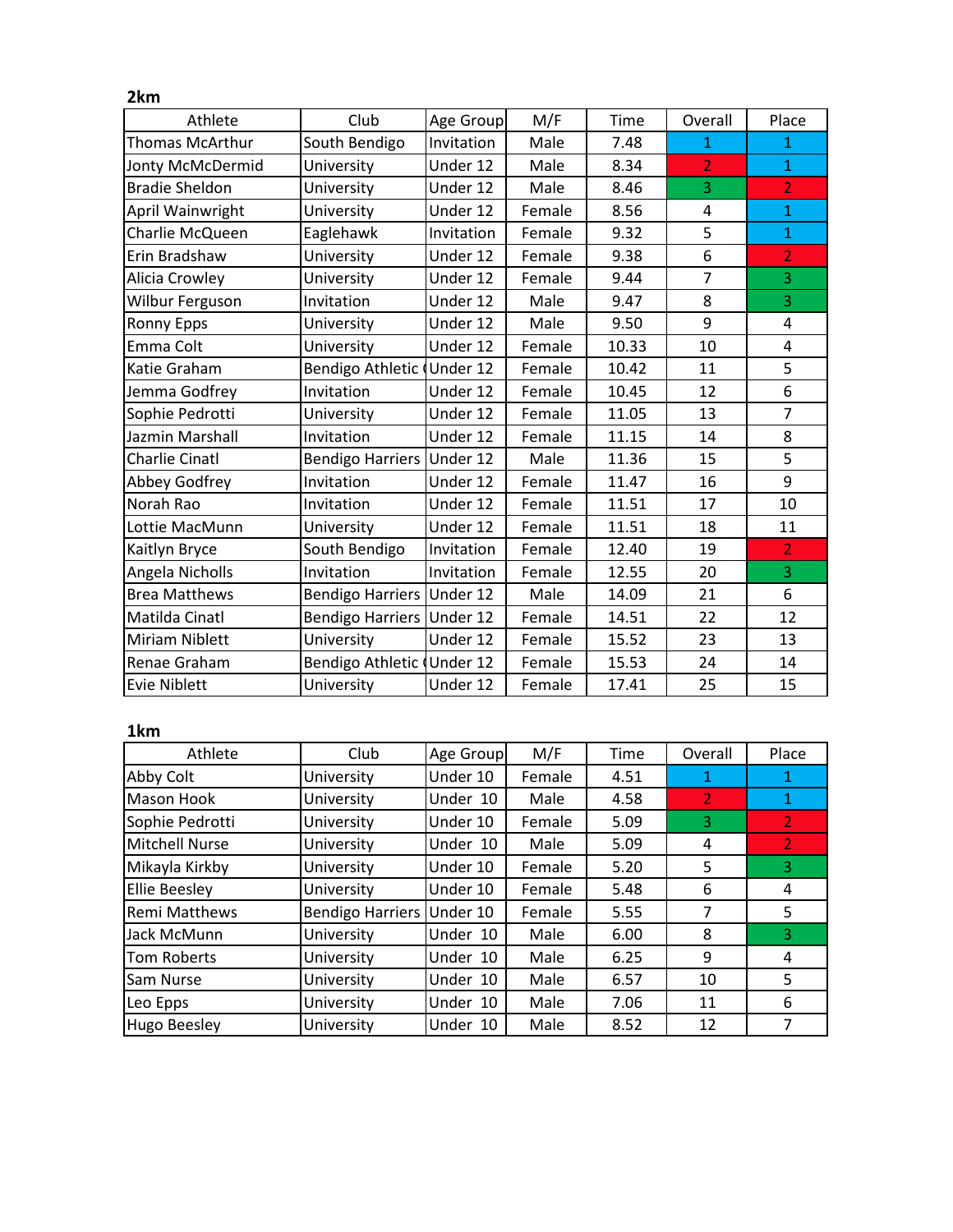**2km**

| Athlete | Club | Age Group | M/F | Time | Overall | Place |
|---|---|---|---|---|---|---|
| Thomas McArthur | South Bendigo | Invitation | Male | 7.48 | 1 | 1 |
| Jonty McMcDermid | University | Under 12 | Male | 8.34 | 2 | 1 |
| Bradie Sheldon | University | Under 12 | Male | 8.46 | 3 | 2 |
| April Wainwright | University | Under 12 | Female | 8.56 | 4 | 1 |
| Charlie McQueen | Eaglehawk | Invitation | Female | 9.32 | 5 | 1 |
| Erin Bradshaw | University | Under 12 | Female | 9.38 | 6 | 2 |
| Alicia Crowley | University | Under 12 | Female | 9.44 | 7 | 3 |
| Wilbur Ferguson | Invitation | Under 12 | Male | 9.47 | 8 | 3 |
| Ronny Epps | University | Under 12 | Male | 9.50 | 9 | 4 |
| Emma Colt | University | Under 12 | Female | 10.33 | 10 | 4 |
| Katie Graham | Bendigo Athletic ( | Under 12 | Female | 10.42 | 11 | 5 |
| Jemma Godfrey | Invitation | Under 12 | Female | 10.45 | 12 | 6 |
| Sophie Pedrotti | University | Under 12 | Female | 11.05 | 13 | 7 |
| Jazmin Marshall | Invitation | Under 12 | Female | 11.15 | 14 | 8 |
| Charlie Cinatl | Bendigo Harriers | Under 12 | Male | 11.36 | 15 | 5 |
| Abbey Godfrey | Invitation | Under 12 | Female | 11.47 | 16 | 9 |
| Norah Rao | Invitation | Under 12 | Female | 11.51 | 17 | 10 |
| Lottie MacMunn | University | Under 12 | Female | 11.51 | 18 | 11 |
| Kaitlyn Bryce | South Bendigo | Invitation | Female | 12.40 | 19 | 2 |
| Angela Nicholls | Invitation | Invitation | Female | 12.55 | 20 | 3 |
| Brea Matthews | Bendigo Harriers | Under 12 | Male | 14.09 | 21 | 6 |
| Matilda Cinatl | Bendigo Harriers | Under 12 | Female | 14.51 | 22 | 12 |
| Miriam Niblett | University | Under 12 | Female | 15.52 | 23 | 13 |
| Renae Graham | Bendigo Athletic ( | Under 12 | Female | 15.53 | 24 | 14 |
| Evie Niblett | University | Under 12 | Female | 17.41 | 25 | 15 |

**1km**

| Athlete | Club | Age Group | M/F | Time | Overall | Place |
|---|---|---|---|---|---|---|
| Abby Colt | University | Under 10 | Female | 4.51 | 1 | 1 |
| Mason Hook | University | Under 10 | Male | 4.58 | 2 | 1 |
| Sophie Pedrotti | University | Under 10 | Female | 5.09 | 3 | 2 |
| Mitchell Nurse | University | Under 10 | Male | 5.09 | 4 | 2 |
| Mikayla Kirkby | University | Under 10 | Female | 5.20 | 5 | 3 |
| Ellie Beesley | University | Under 10 | Female | 5.48 | 6 | 4 |
| Remi Matthews | Bendigo Harriers | Under 10 | Female | 5.55 | 7 | 5 |
| Jack McMunn | University | Under 10 | Male | 6.00 | 8 | 3 |
| Tom Roberts | University | Under 10 | Male | 6.25 | 9 | 4 |
| Sam Nurse | University | Under 10 | Male | 6.57 | 10 | 5 |
| Leo Epps | University | Under 10 | Male | 7.06 | 11 | 6 |
| Hugo Beesley | University | Under 10 | Male | 8.52 | 12 | 7 |